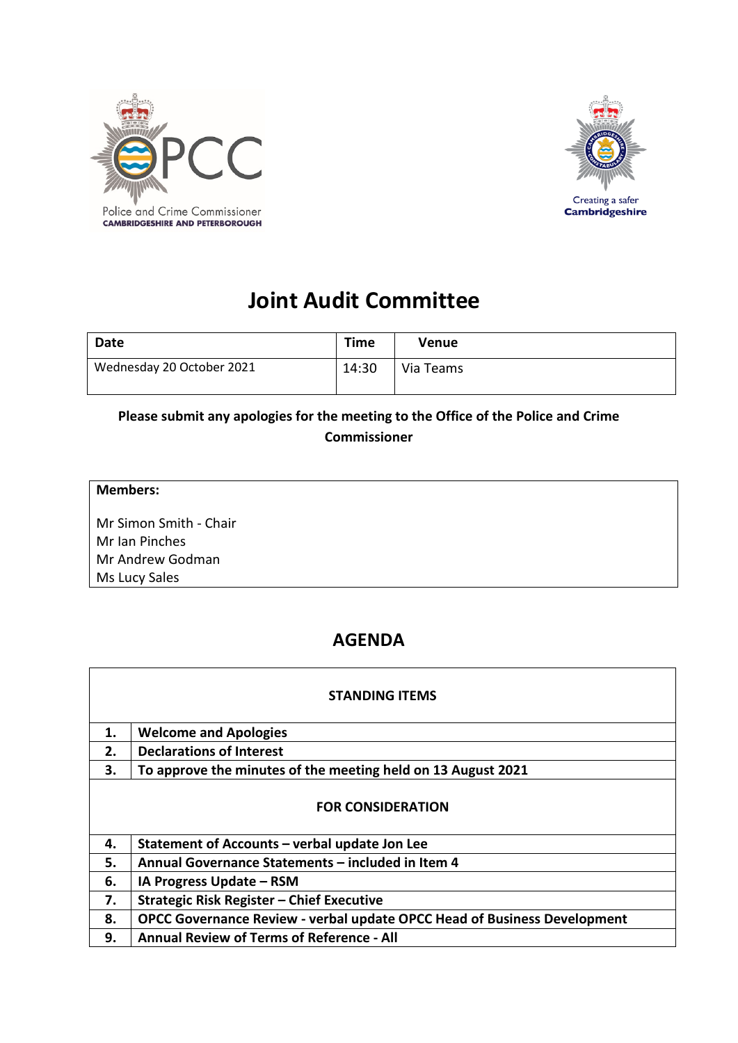Police and Crime Commissioner
CAMBRIDGESHIRE AND PETERBOROUGH

Creating a safer
**Cambridgeshire**

# Joint Audit Committee

| Date | Time | Venue |
|---|---|---|
| Wednesday 20 October 2021 | 14:30 | Via Teams |

**Please submit any apologies for the meeting to the Office of the Police and Crime Commissioner**

**Members:**

Mr Simon Smith - Chair
Mr Ian Pinches
Mr Andrew Godman
Ms Lucy Sales

## AGENDA

| | **STANDING ITEMS** |
|---|---|
| **1.** | **Welcome and Apologies** |
| **2.** | **Declarations of Interest** |
| **3.** | **To approve the minutes of the meeting held on 13 August 2021** |
| | **FOR CONSIDERATION** |
| **4.** | **Statement of Accounts – verbal update Jon Lee** |
| **5.** | **Annual Governance Statements – included in Item 4** |
| **6.** | **IA Progress Update – RSM** |
| **7.** | **Strategic Risk Register – Chief Executive** |
| **8.** | **OPCC Governance Review - verbal update OPCC Head of Business Development** |
| **9.** | **Annual Review of Terms of Reference - All** |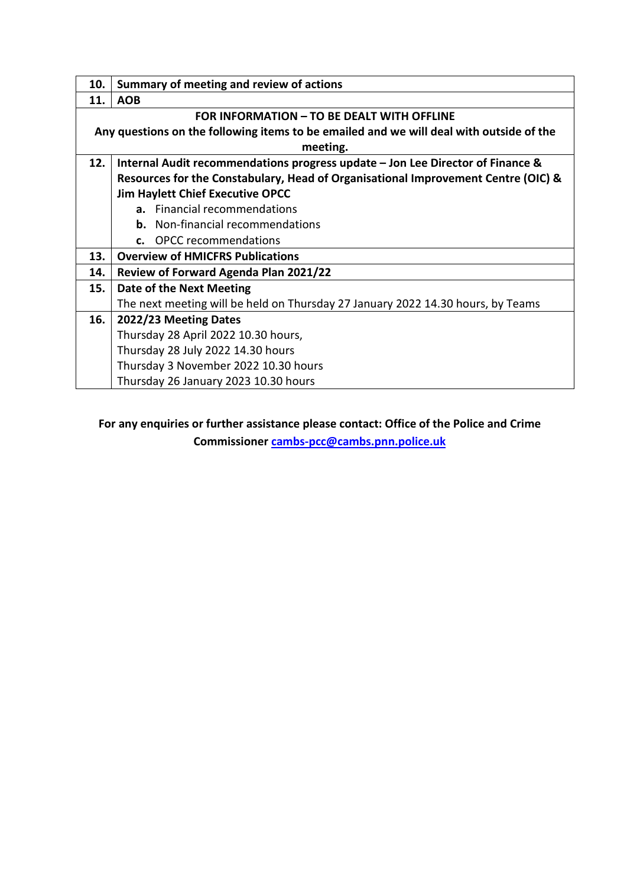| | |
|---|---|
| **10.** | **Summary of meeting and review of actions** |
| **11.** | **AOB** |
| | **FOR INFORMATION – TO BE DEALT WITH OFFLINE** Any questions on the following items to be emailed and we will deal with outside of the meeting. |
| **12.** | **Internal Audit recommendations progress update – Jon Lee Director of Finance & Resources for the Constabulary, Head of Organisational Improvement Centre (OIC) & Jim Haylett Chief Executive OPCC**<br>**a.** Financial recommendations<br>**b.** Non-financial recommendations<br>**c.** OPCC recommendations |
| **13.** | **Overview of HMICFRS Publications** |
| **14.** | **Review of Forward Agenda Plan 2021/22** |
| **15.** | **Date of the Next Meeting**<br>The next meeting will be held on Thursday 27 January 2022 14.30 hours, by Teams |
| **16.** | **2022/23 Meeting Dates**<br>Thursday 28 April 2022 10.30 hours,<br>Thursday 28 July 2022 14.30 hours<br>Thursday 3 November 2022 10.30 hours<br>Thursday 26 January 2023 10.30 hours |

**For any enquiries or further assistance please contact: Office of the Police and Crime Commissioner [cambs-pcc@cambs.pnn.police.uk](mailto:cambs-pcc@cambs.pnn.police.uk)**